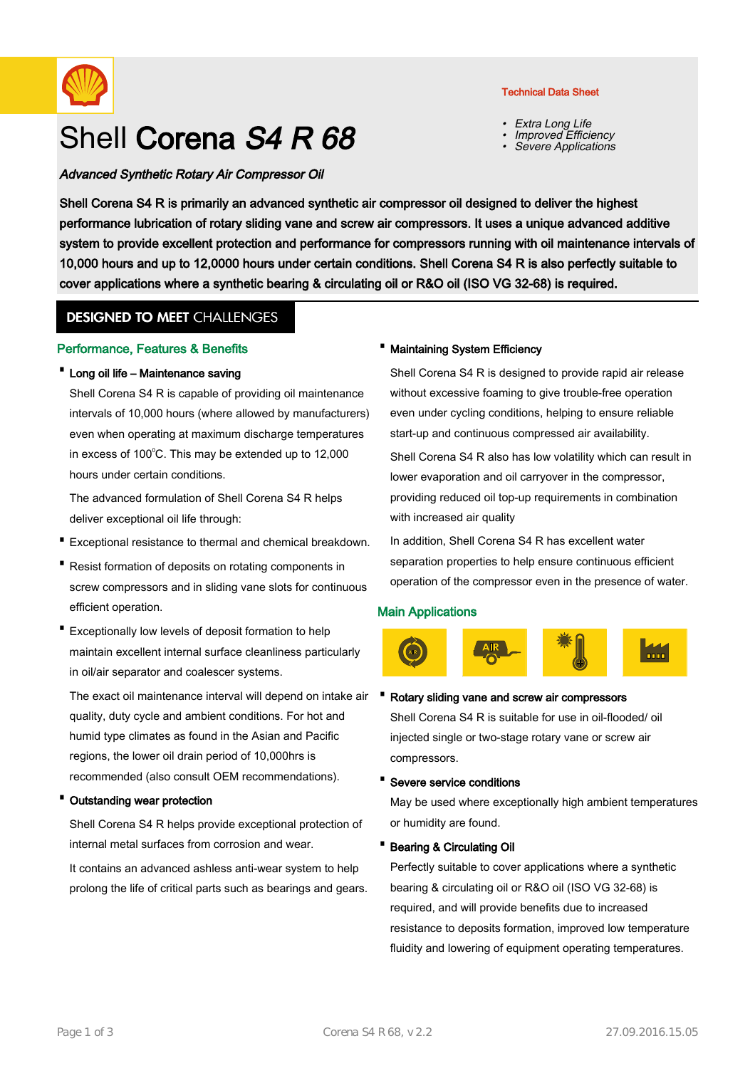Technical Data Sheet

# Shell Corena *S4 R 68*

- *Extra Long Life*
- *Improved Efficiency*
- *Severe Applications*

***Advanced Synthetic Rotary Air Compressor Oil***

**Shell Corena S4 R is primarily an advanced synthetic air compressor oil designed to deliver the highest performance lubrication of rotary sliding vane and screw air compressors. It uses a unique advanced additive system to provide excellent protection and performance for compressors running with oil maintenance intervals of 10,000 hours and up to 12,0000 hours under certain conditions. Shell Corena S4 R is also perfectly suitable to cover applications where a synthetic bearing & circulating oil or R&O oil (ISO VG 32-68) is required.**

## DESIGNED TO MEET CHALLENGES

### Performance, Features & Benefits

- **Long oil life – Maintenance saving**

  Shell Corena S4 R is capable of providing oil maintenance intervals of 10,000 hours (where allowed by manufacturers) even when operating at maximum discharge temperatures in excess of 100$^{0}$C. This may be extended up to 12,000 hours under certain conditions.

  The advanced formulation of Shell Corena S4 R helps deliver exceptional oil life through:

- Exceptional resistance to thermal and chemical breakdown.
- Resist formation of deposits on rotating components in screw compressors and in sliding vane slots for continuous efficient operation.
- Exceptionally low levels of deposit formation to help maintain excellent internal surface cleanliness particularly in oil/air separator and coalescer systems.

  The exact oil maintenance interval will depend on intake air quality, duty cycle and ambient conditions. For hot and humid type climates as found in the Asian and Pacific regions, the lower oil drain period of 10,000hrs is recommended (also consult OEM recommendations).

- **Outstanding wear protection**

  Shell Corena S4 R helps provide exceptional protection of internal metal surfaces from corrosion and wear.

  It contains an advanced ashless anti-wear system to help prolong the life of critical parts such as bearings and gears.

- **Maintaining System Efficiency**

  Shell Corena S4 R is designed to provide rapid air release without excessive foaming to give trouble-free operation even under cycling conditions, helping to ensure reliable start-up and continuous compressed air availability.

  Shell Corena S4 R also has low volatility which can result in lower evaporation and oil carryover in the compressor, providing reduced oil top-up requirements in combination with increased air quality

  In addition, Shell Corena S4 R has excellent water separation properties to help ensure continuous efficient operation of the compressor even in the presence of water.

### Main Applications

- **Rotary sliding vane and screw air compressors**

  Shell Corena S4 R is suitable for use in oil-flooded/ oil injected single or two-stage rotary vane or screw air compressors.

- **Severe service conditions**

  May be used where exceptionally high ambient temperatures or humidity are found.

- **Bearing & Circulating Oil**

  Perfectly suitable to cover applications where a synthetic bearing & circulating oil or R&O oil (ISO VG 32-68) is required, and will provide benefits due to increased resistance to deposits formation, improved low temperature fluidity and lowering of equipment operating temperatures.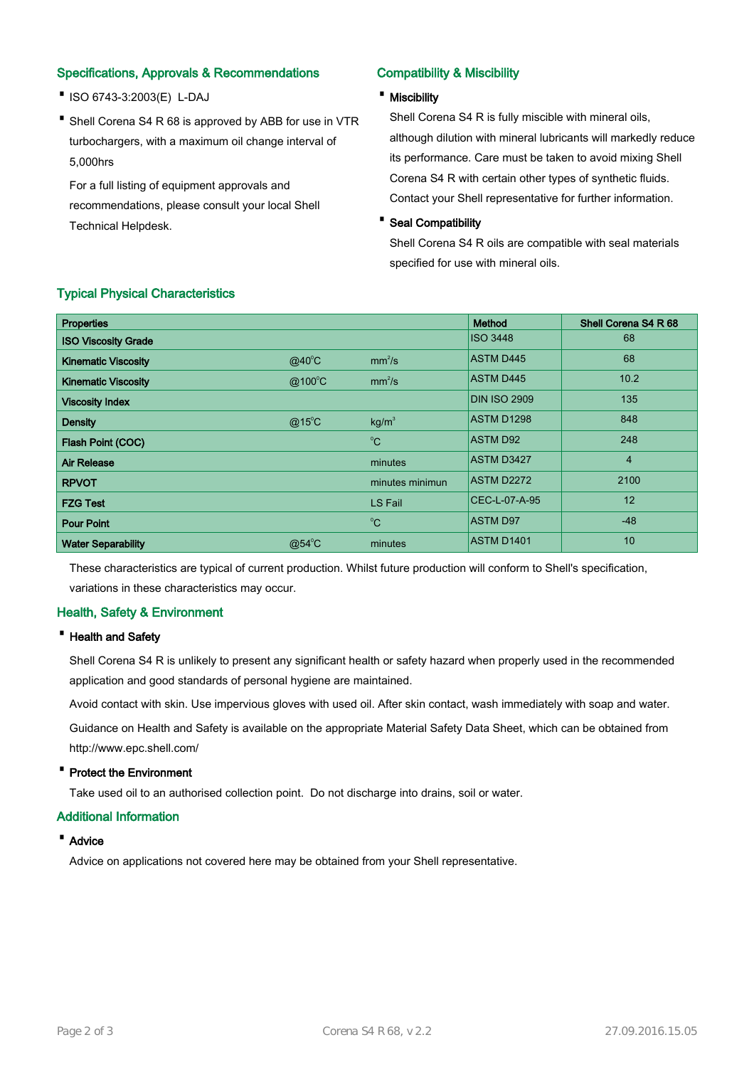## Specifications, Approvals & Recommendations

- ISO 6743-3:2003(E) L-DAJ
- Shell Corena S4 R 68 is approved by ABB for use in VTR turbochargers, with a maximum oil change interval of 5,000hrs

  For a full listing of equipment approvals and recommendations, please consult your local Shell Technical Helpdesk.

## Compatibility & Miscibility

- **Miscibility**

  Shell Corena S4 R is fully miscible with mineral oils, although dilution with mineral lubricants will markedly reduce its performance. Care must be taken to avoid mixing Shell Corena S4 R with certain other types of synthetic fluids. Contact your Shell representative for further information.

- **Seal Compatibility**

  Shell Corena S4 R oils are compatible with seal materials specified for use with mineral oils.

## Typical Physical Characteristics

| Properties | | | Method | Shell Corena S4 R 68 |
|---|---|---|---|---|
| ISO Viscosity Grade | | | ISO 3448 | 68 |
| Kinematic Viscosity | @40°C | $mm^2/s$ | ASTM D445 | 68 |
| Kinematic Viscosity | @100°C | $mm^2/s$ | ASTM D445 | 10.2 |
| Viscosity Index | | | DIN ISO 2909 | 135 |
| Density | @15°C | $kg/m^3$ | ASTM D1298 | 848 |
| Flash Point (COC) | | °C | ASTM D92 | 248 |
| Air Release | | minutes | ASTM D3427 | 4 |
| RPVOT | | minutes minimun | ASTM D2272 | 2100 |
| FZG Test | | LS Fail | CEC-L-07-A-95 | 12 |
| Pour Point | | °C | ASTM D97 | -48 |
| Water Separability | @54°C | minutes | ASTM D1401 | 10 |

These characteristics are typical of current production. Whilst future production will conform to Shell's specification, variations in these characteristics may occur.

## Health, Safety & Environment

- **Health and Safety**

  Shell Corena S4 R is unlikely to present any significant health or safety hazard when properly used in the recommended application and good standards of personal hygiene are maintained.

  Avoid contact with skin. Use impervious gloves with used oil. After skin contact, wash immediately with soap and water.

  Guidance on Health and Safety is available on the appropriate Material Safety Data Sheet, which can be obtained from http://www.epc.shell.com/

- **Protect the Environment**

  Take used oil to an authorised collection point. Do not discharge into drains, soil or water.

## Additional Information

- **Advice**

  Advice on applications not covered here may be obtained from your Shell representative.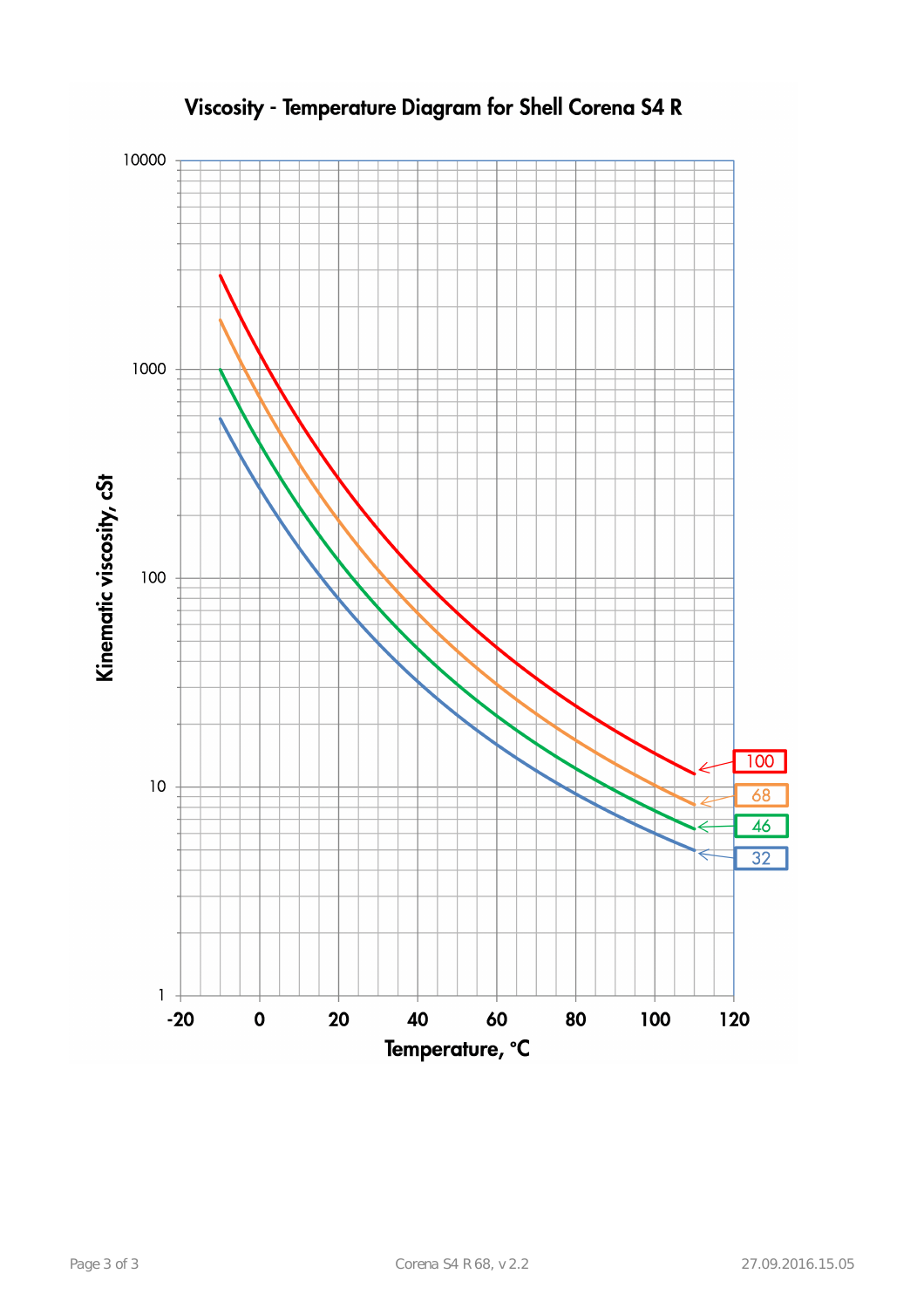# Viscosity - Temperature Diagram for Shell Corena S4 R

Kinematic viscosity, cSt

10000

1000

100

10

1

-20
0
20
40
60
80
100
120

Temperature, °C

100

68

46

32